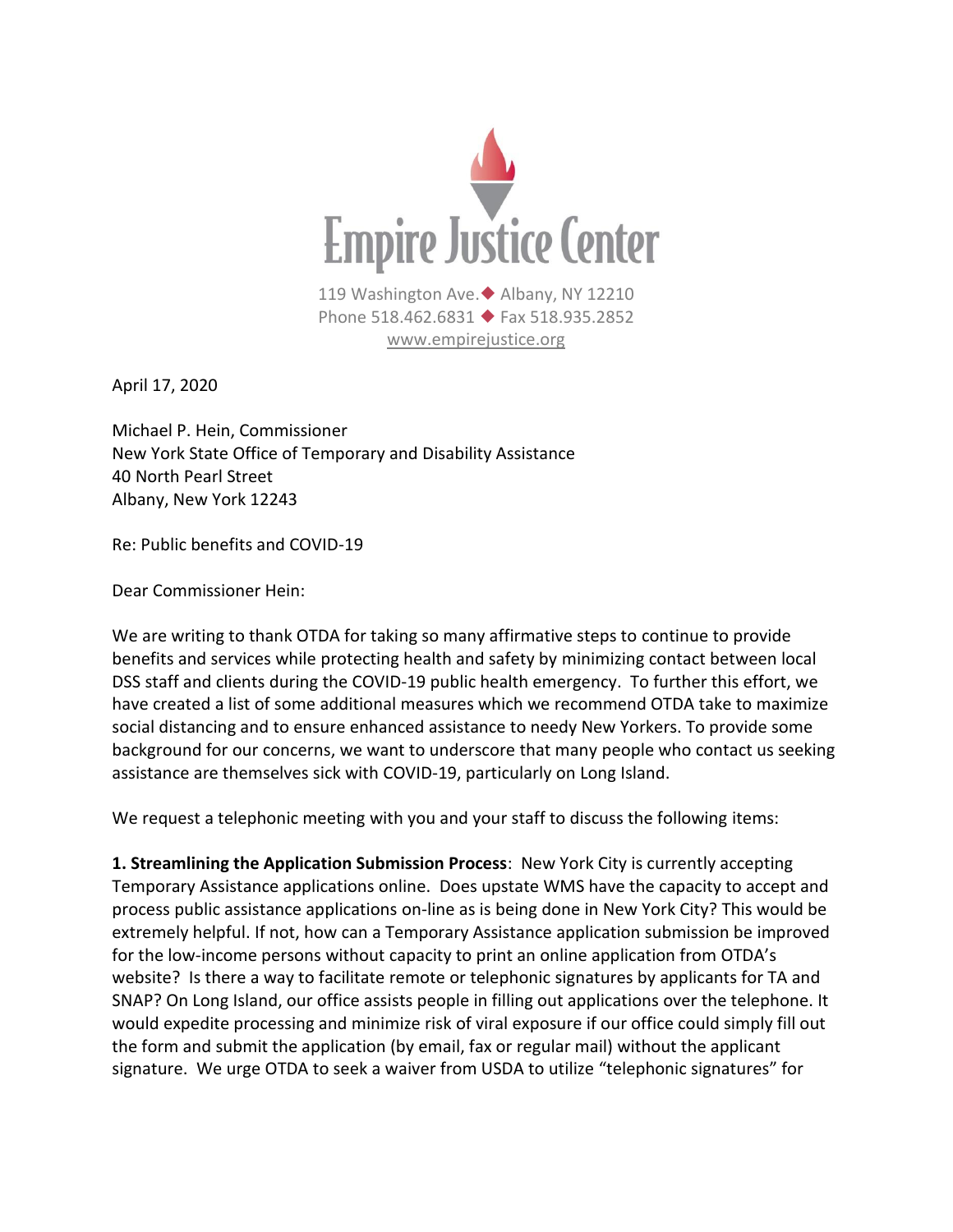# Empire Justice Center

119 Washington Ave. ◆ Albany, NY 12210
Phone 518.462.6831 ◆ Fax 518.935.2852
www.empirejustice.org

April 17, 2020

Michael P. Hein, Commissioner
New York State Office of Temporary and Disability Assistance
40 North Pearl Street
Albany, New York 12243

Re: Public benefits and COVID-19

Dear Commissioner Hein:

We are writing to thank OTDA for taking so many affirmative steps to continue to provide benefits and services while protecting health and safety by minimizing contact between local DSS staff and clients during the COVID-19 public health emergency. To further this effort, we have created a list of some additional measures which we recommend OTDA take to maximize social distancing and to ensure enhanced assistance to needy New Yorkers. To provide some background for our concerns, we want to underscore that many people who contact us seeking assistance are themselves sick with COVID-19, particularly on Long Island.

We request a telephonic meeting with you and your staff to discuss the following items:

**1. Streamlining the Application Submission Process**: New York City is currently accepting Temporary Assistance applications online. Does upstate WMS have the capacity to accept and process public assistance applications on-line as is being done in New York City? This would be extremely helpful. If not, how can a Temporary Assistance application submission be improved for the low-income persons without capacity to print an online application from OTDA's website? Is there a way to facilitate remote or telephonic signatures by applicants for TA and SNAP? On Long Island, our office assists people in filling out applications over the telephone. It would expedite processing and minimize risk of viral exposure if our office could simply fill out the form and submit the application (by email, fax or regular mail) without the applicant signature. We urge OTDA to seek a waiver from USDA to utilize "telephonic signatures" for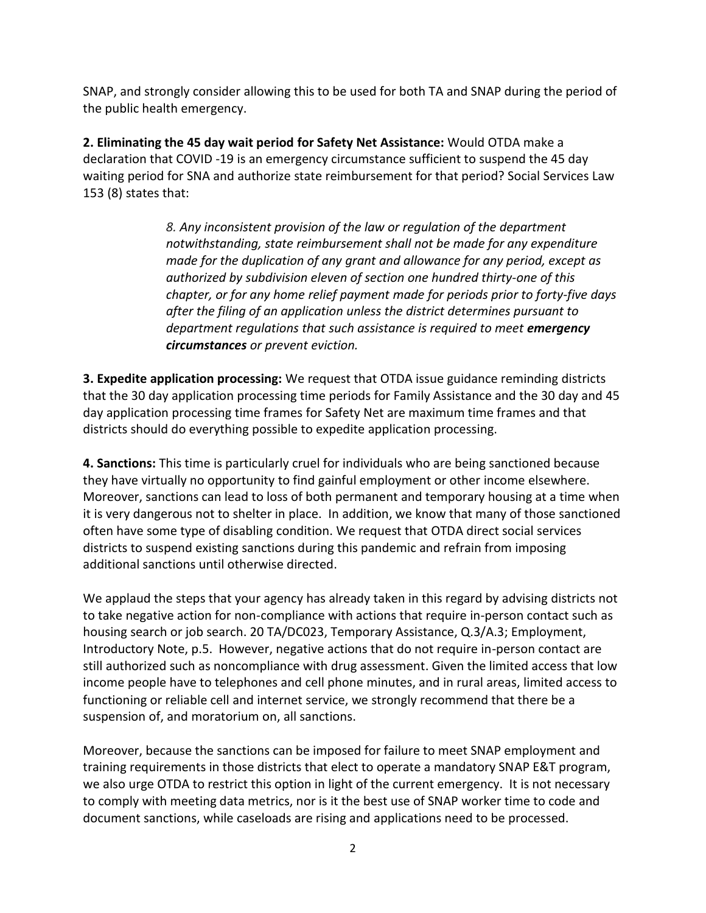SNAP, and strongly consider allowing this to be used for both TA and SNAP during the period of the public health emergency.

**2. Eliminating the 45 day wait period for Safety Net Assistance:** Would OTDA make a declaration that COVID -19 is an emergency circumstance sufficient to suspend the 45 day waiting period for SNA and authorize state reimbursement for that period? Social Services Law 153 (8) states that:

> *8. Any inconsistent provision of the law or regulation of the department notwithstanding, state reimbursement shall not be made for any expenditure made for the duplication of any grant and allowance for any period, except as authorized by subdivision eleven of section one hundred thirty-one of this chapter, or for any home relief payment made for periods prior to forty-five days after the filing of an application unless the district determines pursuant to department regulations that such assistance is required to meet **emergency circumstances** or prevent eviction.*

**3. Expedite application processing:** We request that OTDA issue guidance reminding districts that the 30 day application processing time periods for Family Assistance and the 30 day and 45 day application processing time frames for Safety Net are maximum time frames and that districts should do everything possible to expedite application processing.

**4. Sanctions:** This time is particularly cruel for individuals who are being sanctioned because they have virtually no opportunity to find gainful employment or other income elsewhere. Moreover, sanctions can lead to loss of both permanent and temporary housing at a time when it is very dangerous not to shelter in place. In addition, we know that many of those sanctioned often have some type of disabling condition. We request that OTDA direct social services districts to suspend existing sanctions during this pandemic and refrain from imposing additional sanctions until otherwise directed.

We applaud the steps that your agency has already taken in this regard by advising districts not to take negative action for non-compliance with actions that require in-person contact such as housing search or job search. 20 TA/DC023, Temporary Assistance, Q.3/A.3; Employment, Introductory Note, p.5. However, negative actions that do not require in-person contact are still authorized such as noncompliance with drug assessment. Given the limited access that low income people have to telephones and cell phone minutes, and in rural areas, limited access to functioning or reliable cell and internet service, we strongly recommend that there be a suspension of, and moratorium on, all sanctions.

Moreover, because the sanctions can be imposed for failure to meet SNAP employment and training requirements in those districts that elect to operate a mandatory SNAP E&T program, we also urge OTDA to restrict this option in light of the current emergency. It is not necessary to comply with meeting data metrics, nor is it the best use of SNAP worker time to code and document sanctions, while caseloads are rising and applications need to be processed.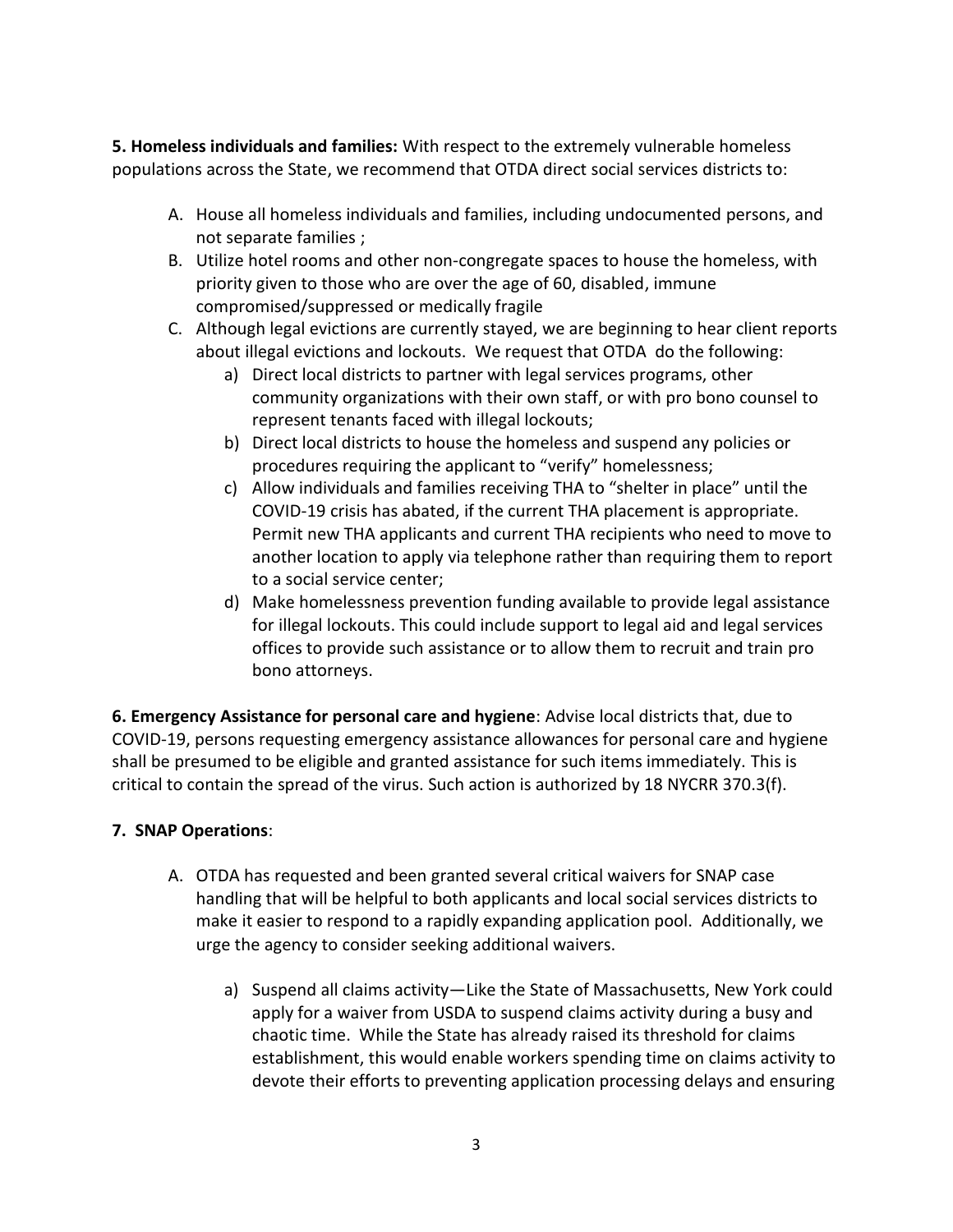**5. Homeless individuals and families:** With respect to the extremely vulnerable homeless populations across the State, we recommend that OTDA direct social services districts to:

A. House all homeless individuals and families, including undocumented persons, and not separate families ;
B. Utilize hotel rooms and other non-congregate spaces to house the homeless, with priority given to those who are over the age of 60, disabled, immune compromised/suppressed or medically fragile
C. Although legal evictions are currently stayed, we are beginning to hear client reports about illegal evictions and lockouts. We request that OTDA do the following:
    a) Direct local districts to partner with legal services programs, other community organizations with their own staff, or with pro bono counsel to represent tenants faced with illegal lockouts;
    b) Direct local districts to house the homeless and suspend any policies or procedures requiring the applicant to "verify" homelessness;
    c) Allow individuals and families receiving THA to "shelter in place" until the COVID-19 crisis has abated, if the current THA placement is appropriate. Permit new THA applicants and current THA recipients who need to move to another location to apply via telephone rather than requiring them to report to a social service center;
    d) Make homelessness prevention funding available to provide legal assistance for illegal lockouts. This could include support to legal aid and legal services offices to provide such assistance or to allow them to recruit and train pro bono attorneys.

**6. Emergency Assistance for personal care and hygiene**: Advise local districts that, due to COVID-19, persons requesting emergency assistance allowances for personal care and hygiene shall be presumed to be eligible and granted assistance for such items immediately. This is critical to contain the spread of the virus. Such action is authorized by 18 NYCRR 370.3(f).

**7. SNAP Operations**:

A. OTDA has requested and been granted several critical waivers for SNAP case handling that will be helpful to both applicants and local social services districts to make it easier to respond to a rapidly expanding application pool. Additionally, we urge the agency to consider seeking additional waivers.

    a) Suspend all claims activity—Like the State of Massachusetts, New York could apply for a waiver from USDA to suspend claims activity during a busy and chaotic time. While the State has already raised its threshold for claims establishment, this would enable workers spending time on claims activity to devote their efforts to preventing application processing delays and ensuring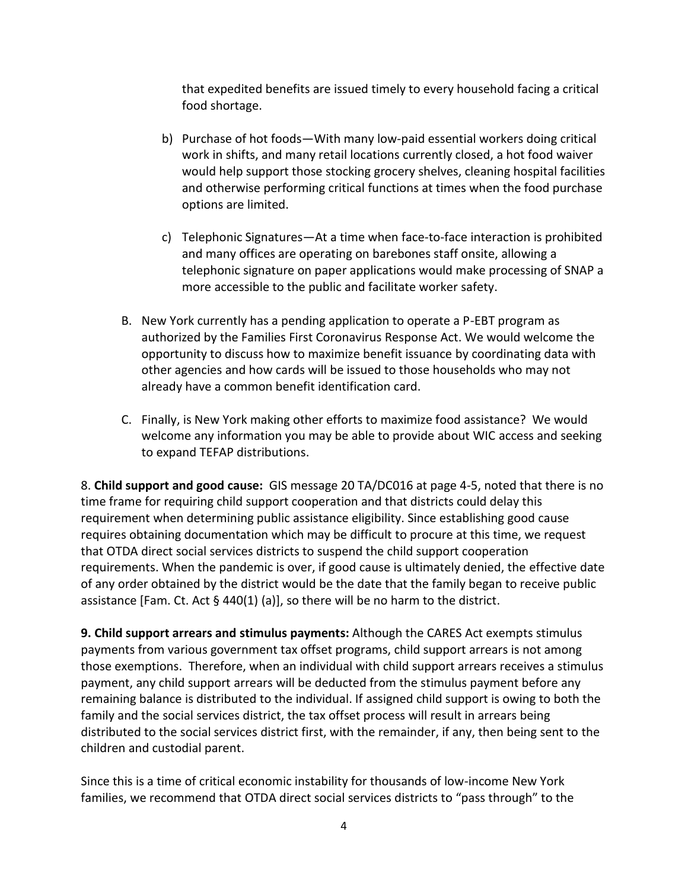that expedited benefits are issued timely to every household facing a critical food shortage.

b) Purchase of hot foods—With many low-paid essential workers doing critical work in shifts, and many retail locations currently closed, a hot food waiver would help support those stocking grocery shelves, cleaning hospital facilities and otherwise performing critical functions at times when the food purchase options are limited.

c) Telephonic Signatures—At a time when face-to-face interaction is prohibited and many offices are operating on barebones staff onsite, allowing a telephonic signature on paper applications would make processing of SNAP a more accessible to the public and facilitate worker safety.

B. New York currently has a pending application to operate a P-EBT program as authorized by the Families First Coronavirus Response Act. We would welcome the opportunity to discuss how to maximize benefit issuance by coordinating data with other agencies and how cards will be issued to those households who may not already have a common benefit identification card.

C. Finally, is New York making other efforts to maximize food assistance? We would welcome any information you may be able to provide about WIC access and seeking to expand TEFAP distributions.

8. **Child support and good cause:** GIS message 20 TA/DC016 at page 4-5, noted that there is no time frame for requiring child support cooperation and that districts could delay this requirement when determining public assistance eligibility. Since establishing good cause requires obtaining documentation which may be difficult to procure at this time, we request that OTDA direct social services districts to suspend the child support cooperation requirements. When the pandemic is over, if good cause is ultimately denied, the effective date of any order obtained by the district would be the date that the family began to receive public assistance [Fam. Ct. Act § 440(1) (a)], so there will be no harm to the district.

**9. Child support arrears and stimulus payments:** Although the CARES Act exempts stimulus payments from various government tax offset programs, child support arrears is not among those exemptions. Therefore, when an individual with child support arrears receives a stimulus payment, any child support arrears will be deducted from the stimulus payment before any remaining balance is distributed to the individual. If assigned child support is owing to both the family and the social services district, the tax offset process will result in arrears being distributed to the social services district first, with the remainder, if any, then being sent to the children and custodial parent.

Since this is a time of critical economic instability for thousands of low-income New York families, we recommend that OTDA direct social services districts to "pass through" to the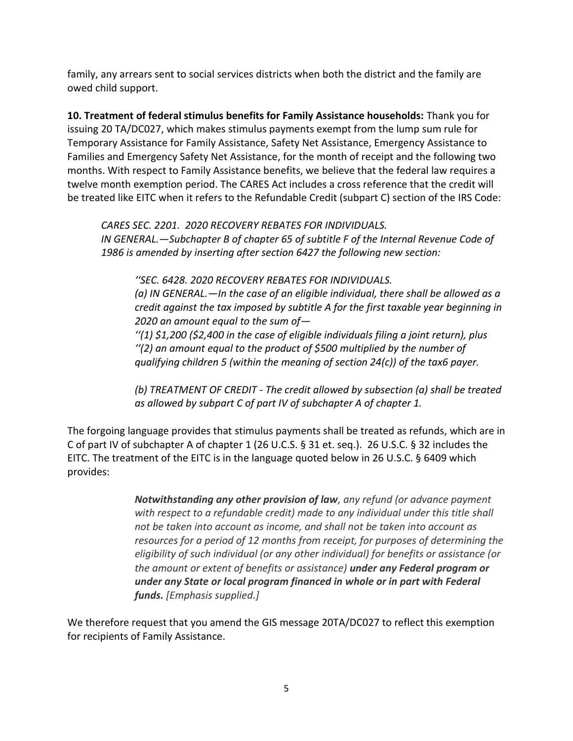family, any arrears sent to social services districts when both the district and the family are owed child support.

**10. Treatment of federal stimulus benefits for Family Assistance households:** Thank you for issuing 20 TA/DC027, which makes stimulus payments exempt from the lump sum rule for Temporary Assistance for Family Assistance, Safety Net Assistance, Emergency Assistance to Families and Emergency Safety Net Assistance, for the month of receipt and the following two months. With respect to Family Assistance benefits, we believe that the federal law requires a twelve month exemption period. The CARES Act includes a cross reference that the credit will be treated like EITC when it refers to the Refundable Credit (subpart C) section of the IRS Code:

> *CARES SEC. 2201. 2020 RECOVERY REBATES FOR INDIVIDUALS.*
> *IN GENERAL.—Subchapter B of chapter 65 of subtitle F of the Internal Revenue Code of 1986 is amended by inserting after section 6427 the following new section:*
>
> > *''SEC. 6428. 2020 RECOVERY REBATES FOR INDIVIDUALS.*
> > *(a) IN GENERAL.—In the case of an eligible individual, there shall be allowed as a credit against the tax imposed by subtitle A for the first taxable year beginning in 2020 an amount equal to the sum of—*
> > *''(1) $1,200 ($2,400 in the case of eligible individuals filing a joint return), plus*
> > *''(2) an amount equal to the product of $500 multiplied by the number of qualifying children 5 (within the meaning of section 24(c)) of the tax6 payer.*
> >
> > *(b) TREATMENT OF CREDIT - The credit allowed by subsection (a) shall be treated as allowed by subpart C of part IV of subchapter A of chapter 1.*

The forgoing language provides that stimulus payments shall be treated as refunds, which are in C of part IV of subchapter A of chapter 1 (26 U.C.S. § 31 et. seq.). 26 U.S.C. § 32 includes the EITC. The treatment of the EITC is in the language quoted below in 26 U.S.C. § 6409 which provides:

> ***Notwithstanding any other provision of law**, any refund (or advance payment with respect to a refundable credit) made to any individual under this title shall not be taken into account as income, and shall not be taken into account as resources for a period of 12 months from receipt, for purposes of determining the eligibility of such individual (or any other individual) for benefits or assistance (or the amount or extent of benefits or assistance) **under any Federal program or under any State or local program financed in whole or in part with Federal funds.** [Emphasis supplied.]*

We therefore request that you amend the GIS message 20TA/DC027 to reflect this exemption for recipients of Family Assistance.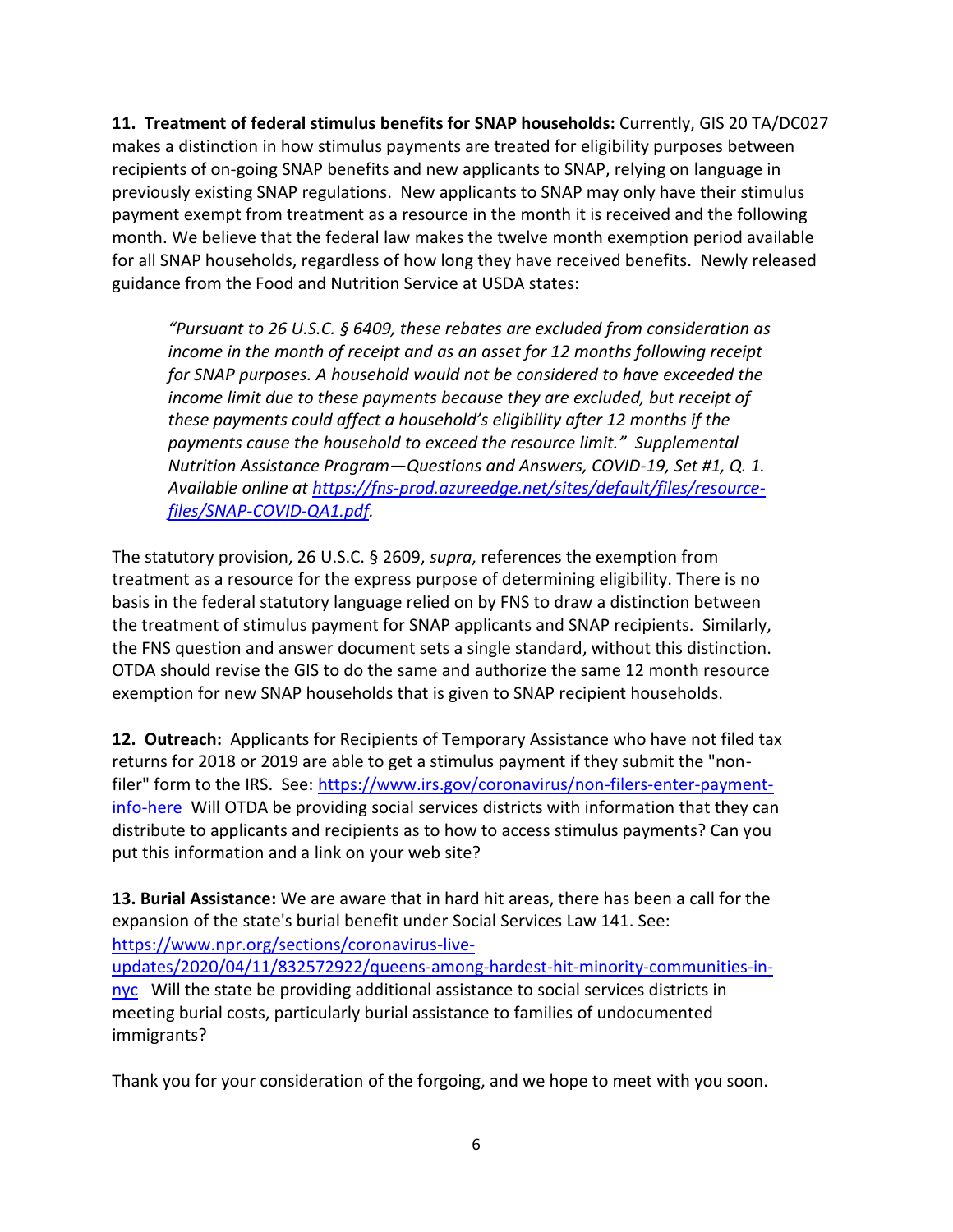**11. Treatment of federal stimulus benefits for SNAP households:** Currently, GIS 20 TA/DC027 makes a distinction in how stimulus payments are treated for eligibility purposes between recipients of on-going SNAP benefits and new applicants to SNAP, relying on language in previously existing SNAP regulations. New applicants to SNAP may only have their stimulus payment exempt from treatment as a resource in the month it is received and the following month. We believe that the federal law makes the twelve month exemption period available for all SNAP households, regardless of how long they have received benefits. Newly released guidance from the Food and Nutrition Service at USDA states:

> *"Pursuant to 26 U.S.C. § 6409, these rebates are excluded from consideration as income in the month of receipt and as an asset for 12 months following receipt for SNAP purposes. A household would not be considered to have exceeded the income limit due to these payments because they are excluded, but receipt of these payments could affect a household's eligibility after 12 months if the payments cause the household to exceed the resource limit." Supplemental Nutrition Assistance Program—Questions and Answers, COVID-19, Set #1, Q. 1. Available online at [https://fns-prod.azureedge.net/sites/default/files/resource-files/SNAP-COVID-QA1.pdf](https://fns-prod.azureedge.net/sites/default/files/resource-files/SNAP-COVID-QA1.pdf).*

The statutory provision, 26 U.S.C. § 2609, *supra*, references the exemption from treatment as a resource for the express purpose of determining eligibility. There is no basis in the federal statutory language relied on by FNS to draw a distinction between the treatment of stimulus payment for SNAP applicants and SNAP recipients. Similarly, the FNS question and answer document sets a single standard, without this distinction. OTDA should revise the GIS to do the same and authorize the same 12 month resource exemption for new SNAP households that is given to SNAP recipient households.

**12. Outreach:** Applicants for Recipients of Temporary Assistance who have not filed tax returns for 2018 or 2019 are able to get a stimulus payment if they submit the "non-filer" form to the IRS. See: [https://www.irs.gov/coronavirus/non-filers-enter-payment-info-here](https://www.irs.gov/coronavirus/non-filers-enter-payment-info-here) Will OTDA be providing social services districts with information that they can distribute to applicants and recipients as to how to access stimulus payments? Can you put this information and a link on your web site?

**13. Burial Assistance:** We are aware that in hard hit areas, there has been a call for the expansion of the state's burial benefit under Social Services Law 141. See: [https://www.npr.org/sections/coronavirus-live-updates/2020/04/11/832572922/queens-among-hardest-hit-minority-communities-in-nyc](https://www.npr.org/sections/coronavirus-live-updates/2020/04/11/832572922/queens-among-hardest-hit-minority-communities-in-nyc) Will the state be providing additional assistance to social services districts in meeting burial costs, particularly burial assistance to families of undocumented immigrants?

Thank you for your consideration of the forgoing, and we hope to meet with you soon.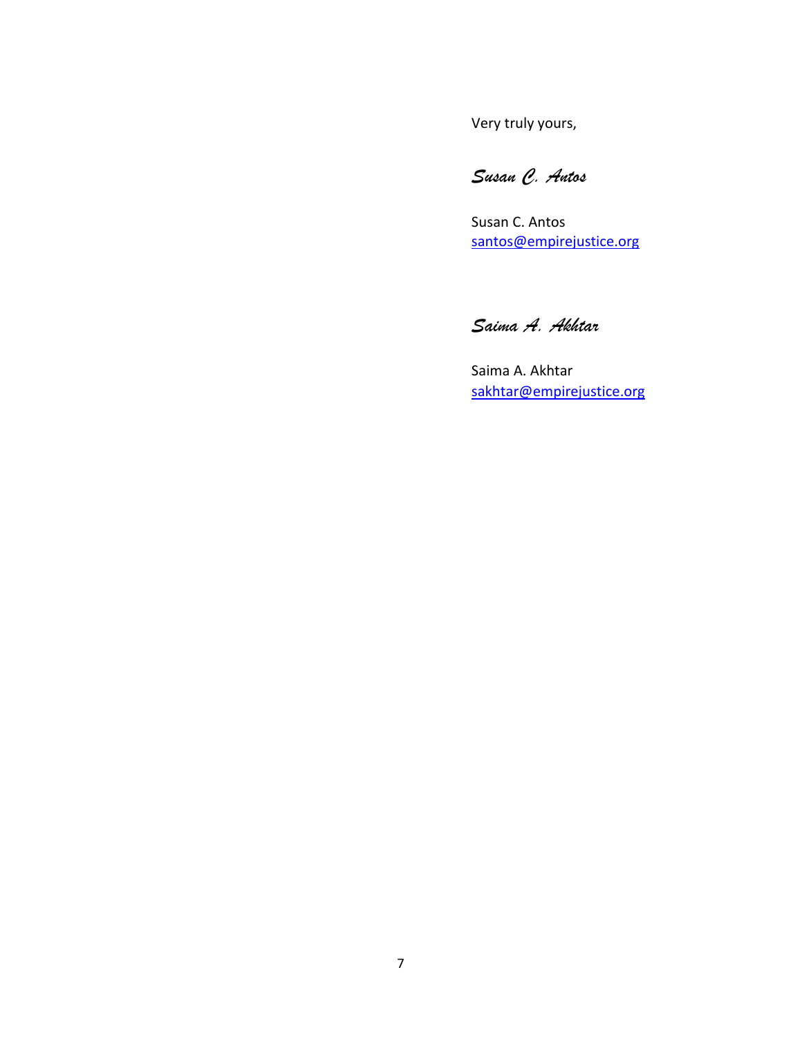Very truly yours,

*Susan C. Antos*

Susan C. Antos
santos@empirejustice.org

*Saima A. Akhtar*

Saima A. Akhtar
sakhtar@empirejustice.org